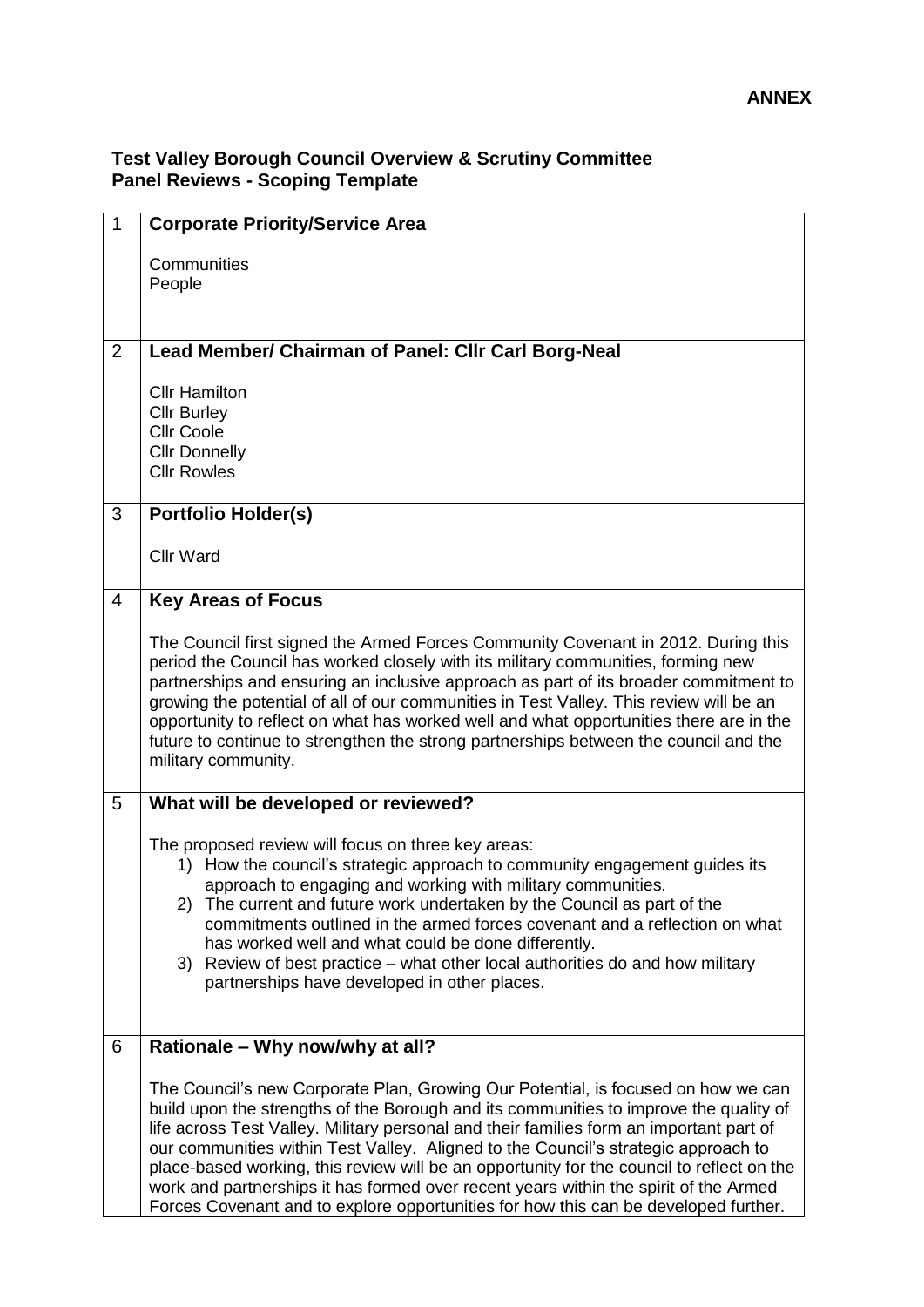**ANNEX**

## Test Valley Borough Council Overview & Scrutiny Committee
## Panel Reviews - Scoping Template

| | |
|---|---|
| 1 | **Corporate Priority/Service Area**<br><br>Communities<br>People |
| 2 | **Lead Member/ Chairman of Panel: Cllr Carl Borg-Neal**<br><br>Cllr Hamilton<br>Cllr Burley<br>Cllr Coole<br>Cllr Donnelly<br>Cllr Rowles |
| 3 | **Portfolio Holder(s)**<br><br>Cllr Ward |
| 4 | **Key Areas of Focus**<br><br>The Council first signed the Armed Forces Community Covenant in 2012. During this period the Council has worked closely with its military communities, forming new partnerships and ensuring an inclusive approach as part of its broader commitment to growing the potential of all of our communities in Test Valley. This review will be an opportunity to reflect on what has worked well and what opportunities there are in the future to continue to strengthen the strong partnerships between the council and the military community. |
| 5 | **What will be developed or reviewed?**<br><br>The proposed review will focus on three key areas:<br>1) How the council's strategic approach to community engagement guides its approach to engaging and working with military communities.<br>2) The current and future work undertaken by the Council as part of the commitments outlined in the armed forces covenant and a reflection on what has worked well and what could be done differently.<br>3) Review of best practice – what other local authorities do and how military partnerships have developed in other places. |
| 6 | **Rationale – Why now/why at all?**<br><br>The Council's new Corporate Plan, Growing Our Potential, is focused on how we can build upon the strengths of the Borough and its communities to improve the quality of life across Test Valley. Military personal and their families form an important part of our communities within Test Valley. Aligned to the Council's strategic approach to place-based working, this review will be an opportunity for the council to reflect on the work and partnerships it has formed over recent years within the spirit of the Armed Forces Covenant and to explore opportunities for how this can be developed further. |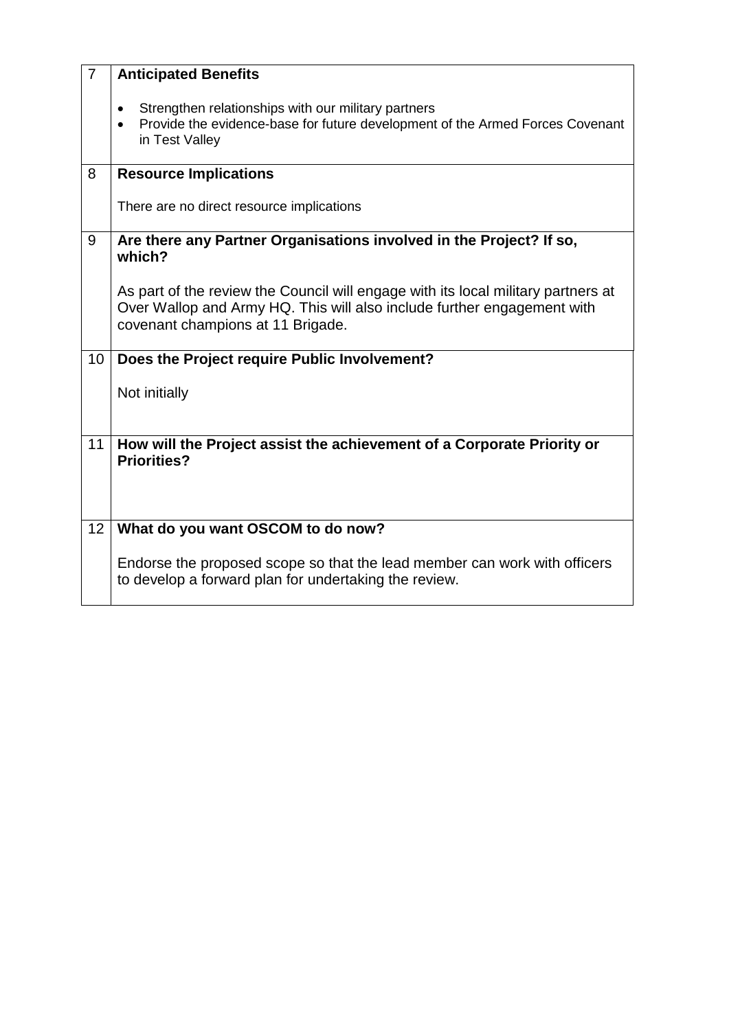| | |
|---|---|
| 7 | **Anticipated Benefits**<br><br>• Strengthen relationships with our military partners<br>• Provide the evidence-base for future development of the Armed Forces Covenant in Test Valley |
| 8 | **Resource Implications**<br><br>There are no direct resource implications |
| 9 | **Are there any Partner Organisations involved in the Project? If so, which?**<br><br>As part of the review the Council will engage with its local military partners at Over Wallop and Army HQ. This will also include further engagement with covenant champions at 11 Brigade. |
| 10 | **Does the Project require Public Involvement?**<br><br>Not initially |
| 11 | **How will the Project assist the achievement of a Corporate Priority or Priorities?** |
| 12 | **What do you want OSCOM to do now?**<br><br>Endorse the proposed scope so that the lead member can work with officers to develop a forward plan for undertaking the review. |